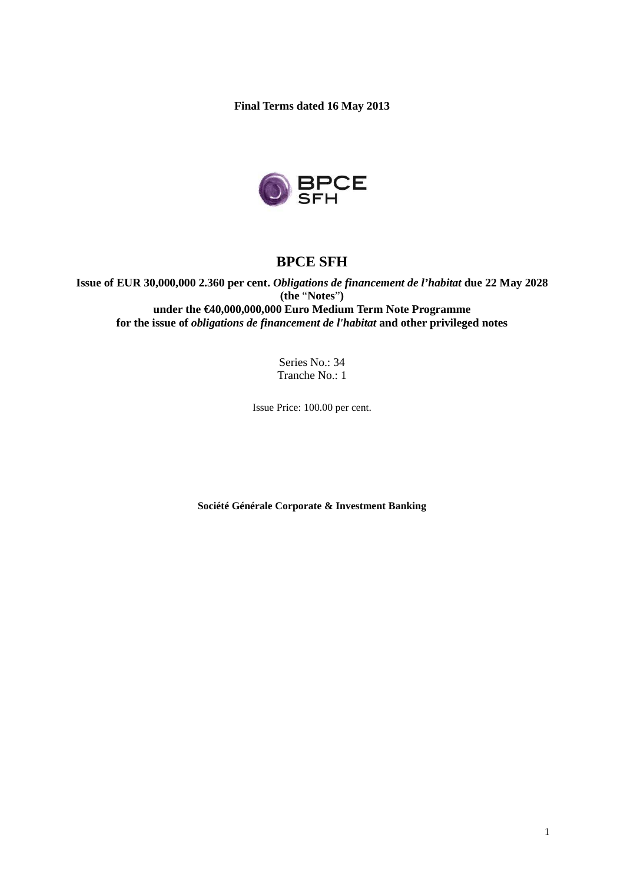**Final Terms dated 16 May 2013**

# BPCE SFH

**Issue of EUR 30,000,000 2.360 per cent.** ***Obligations de financement de l'habitat*** **due 22 May 2028 (the "Notes") under the €40,000,000,000 Euro Medium Term Note Programme for the issue of** ***obligations de financement de l'habitat*** **and other privileged notes**

Series No.: 34
Tranche No.: 1

Issue Price: 100.00 per cent.

**Société Générale Corporate & Investment Banking**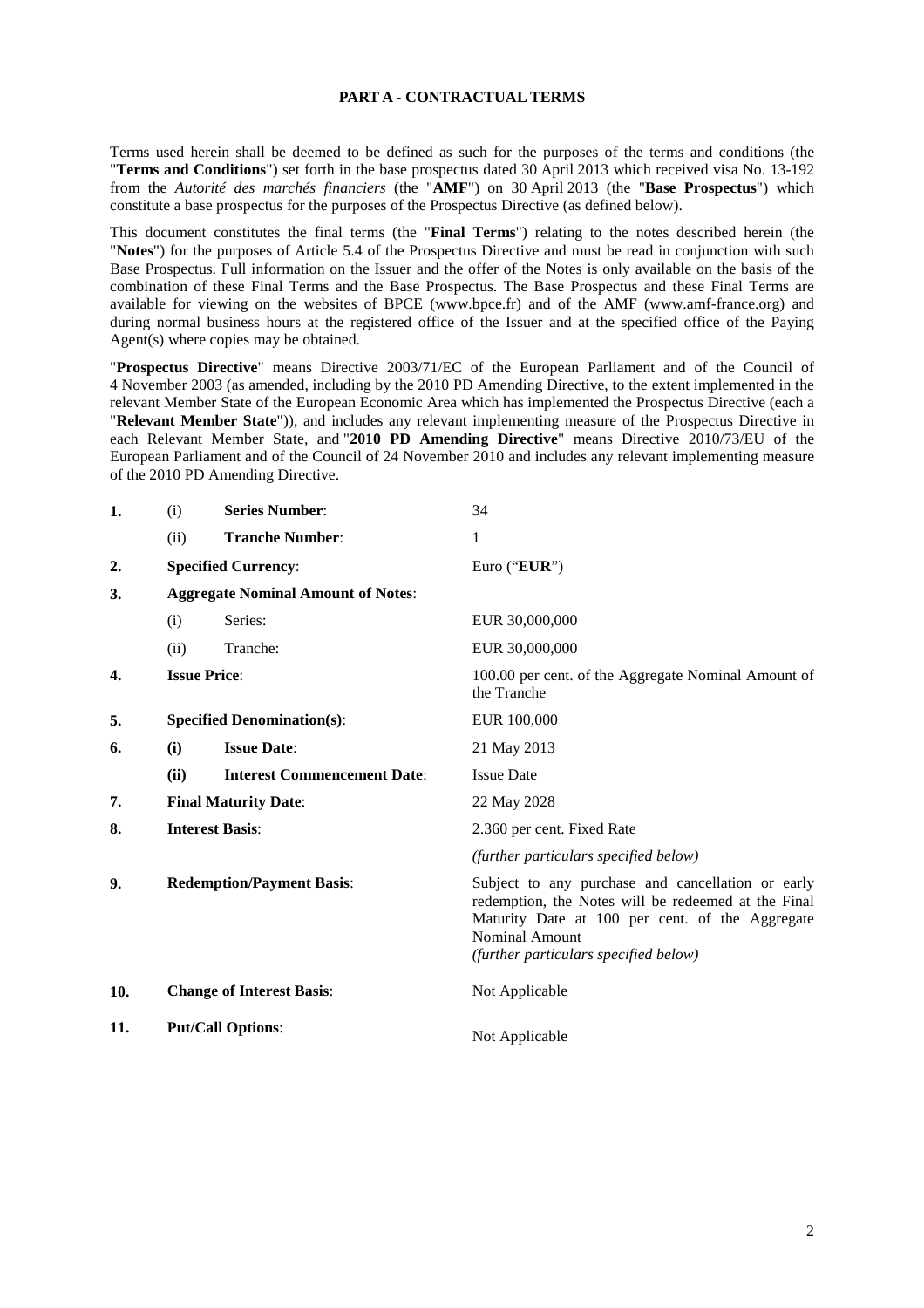## PART A - CONTRACTUAL TERMS

Terms used herein shall be deemed to be defined as such for the purposes of the terms and conditions (the "**Terms and Conditions**") set forth in the base prospectus dated 30 April 2013 which received visa No. 13-192 from the *Autorité des marchés financiers* (the "**AMF**") on 30 April 2013 (the "**Base Prospectus**") which constitute a base prospectus for the purposes of the Prospectus Directive (as defined below).

This document constitutes the final terms (the "**Final Terms**") relating to the notes described herein (the "**Notes**") for the purposes of Article 5.4 of the Prospectus Directive and must be read in conjunction with such Base Prospectus. Full information on the Issuer and the offer of the Notes is only available on the basis of the combination of these Final Terms and the Base Prospectus. The Base Prospectus and these Final Terms are available for viewing on the websites of BPCE (www.bpce.fr) and of the AMF (www.amf-france.org) and during normal business hours at the registered office of the Issuer and at the specified office of the Paying Agent(s) where copies may be obtained.

"**Prospectus Directive**" means Directive 2003/71/EC of the European Parliament and of the Council of 4 November 2003 (as amended, including by the 2010 PD Amending Directive, to the extent implemented in the relevant Member State of the European Economic Area which has implemented the Prospectus Directive (each a "**Relevant Member State**")), and includes any relevant implementing measure of the Prospectus Directive in each Relevant Member State, and "**2010 PD Amending Directive**" means Directive 2010/73/EU of the European Parliament and of the Council of 24 November 2010 and includes any relevant implementing measure of the 2010 PD Amending Directive.

| | | | |
|---|---|---|---|
| **1.** | (i) | **Series Number**: | 34 |
| | (ii) | **Tranche Number**: | 1 |
| **2.** | | **Specified Currency**: | Euro ("**EUR**") |
| **3.** | | **Aggregate Nominal Amount of Notes**: | |
| | (i) | Series: | EUR 30,000,000 |
| | (ii) | Tranche: | EUR 30,000,000 |
| **4.** | | **Issue Price**: | 100.00 per cent. of the Aggregate Nominal Amount of the Tranche |
| **5.** | | **Specified Denomination(s)**: | EUR 100,000 |
| **6.** | **(i)** | **Issue Date**: | 21 May 2013 |
| | **(ii)** | **Interest Commencement Date**: | Issue Date |
| **7.** | | **Final Maturity Date**: | 22 May 2028 |
| **8.** | | **Interest Basis**: | 2.360 per cent. Fixed Rate<br>*(further particulars specified below)* |
| **9.** | | **Redemption/Payment Basis**: | Subject to any purchase and cancellation or early redemption, the Notes will be redeemed at the Final Maturity Date at 100 per cent. of the Aggregate Nominal Amount<br>*(further particulars specified below)* |
| **10.** | | **Change of Interest Basis**: | Not Applicable |
| **11.** | | **Put/Call Options**: | Not Applicable |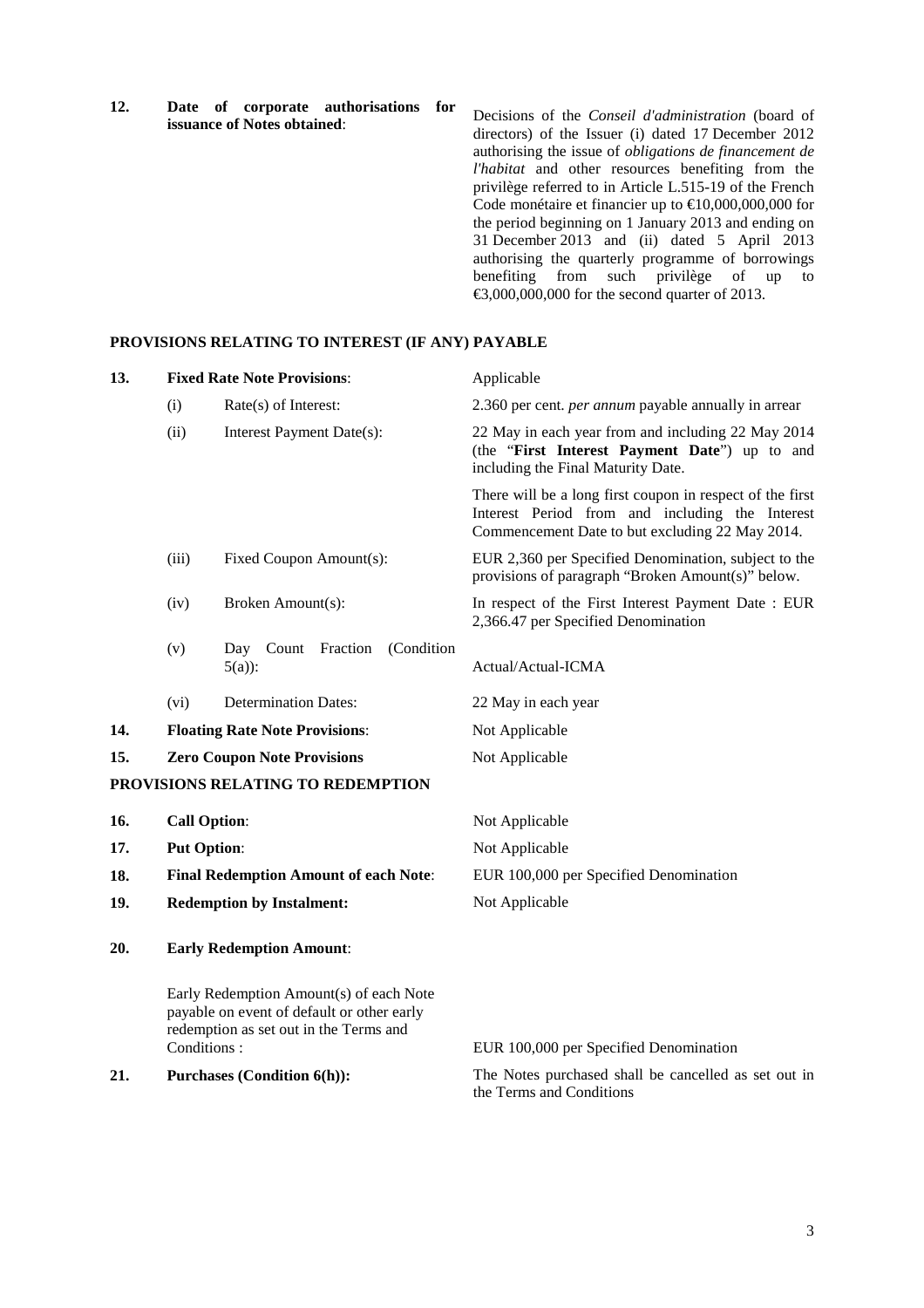| | | |
|---|---|---|
| **12.** | **Date of corporate authorisations for issuance of Notes obtained**: | Decisions of the *Conseil d'administration* (board of directors) of the Issuer (i) dated 17 December 2012 authorising the issue of *obligations de financement de l'habitat* and other resources benefiting from the privilège referred to in Article L.515-19 of the French Code monétaire et financier up to €10,000,000,000 for the period beginning on 1 January 2013 and ending on 31 December 2013 and (ii) dated 5 April 2013 authorising the quarterly programme of borrowings benefiting from such privilège of up to €3,000,000,000 for the second quarter of 2013. |

**PROVISIONS RELATING TO INTEREST (IF ANY) PAYABLE**

| | | | |
|---|---|---|---|
| **13.** | **Fixed Rate Note Provisions**: | | Applicable |
| | (i) | Rate(s) of Interest: | 2.360 per cent. *per annum* payable annually in arrear |
| | (ii) | Interest Payment Date(s): | 22 May in each year from and including 22 May 2014 (the "**First Interest Payment Date**") up to and including the Final Maturity Date.<br><br>There will be a long first coupon in respect of the first Interest Period from and including the Interest Commencement Date to but excluding 22 May 2014. |
| | (iii) | Fixed Coupon Amount(s): | EUR 2,360 per Specified Denomination, subject to the provisions of paragraph "Broken Amount(s)" below. |
| | (iv) | Broken Amount(s): | In respect of the First Interest Payment Date : EUR 2,366.47 per Specified Denomination |
| | (v) | Day Count Fraction (Condition 5(a)): | Actual/Actual-ICMA |
| | (vi) | Determination Dates: | 22 May in each year |
| **14.** | **Floating Rate Note Provisions**: | | Not Applicable |
| **15.** | **Zero Coupon Note Provisions** | | Not Applicable |

**PROVISIONS RELATING TO REDEMPTION**

| | | |
|---|---|---|
| **16.** | **Call Option**: | Not Applicable |
| **17.** | **Put Option**: | Not Applicable |
| **18.** | **Final Redemption Amount of each Note**: | EUR 100,000 per Specified Denomination |
| **19.** | **Redemption by Instalment:** | Not Applicable |
| **20.** | **Early Redemption Amount**: | |
| | Early Redemption Amount(s) of each Note payable on event of default or other early redemption as set out in the Terms and Conditions : | EUR 100,000 per Specified Denomination |
| **21.** | **Purchases (Condition 6(h)):** | The Notes purchased shall be cancelled as set out in the Terms and Conditions |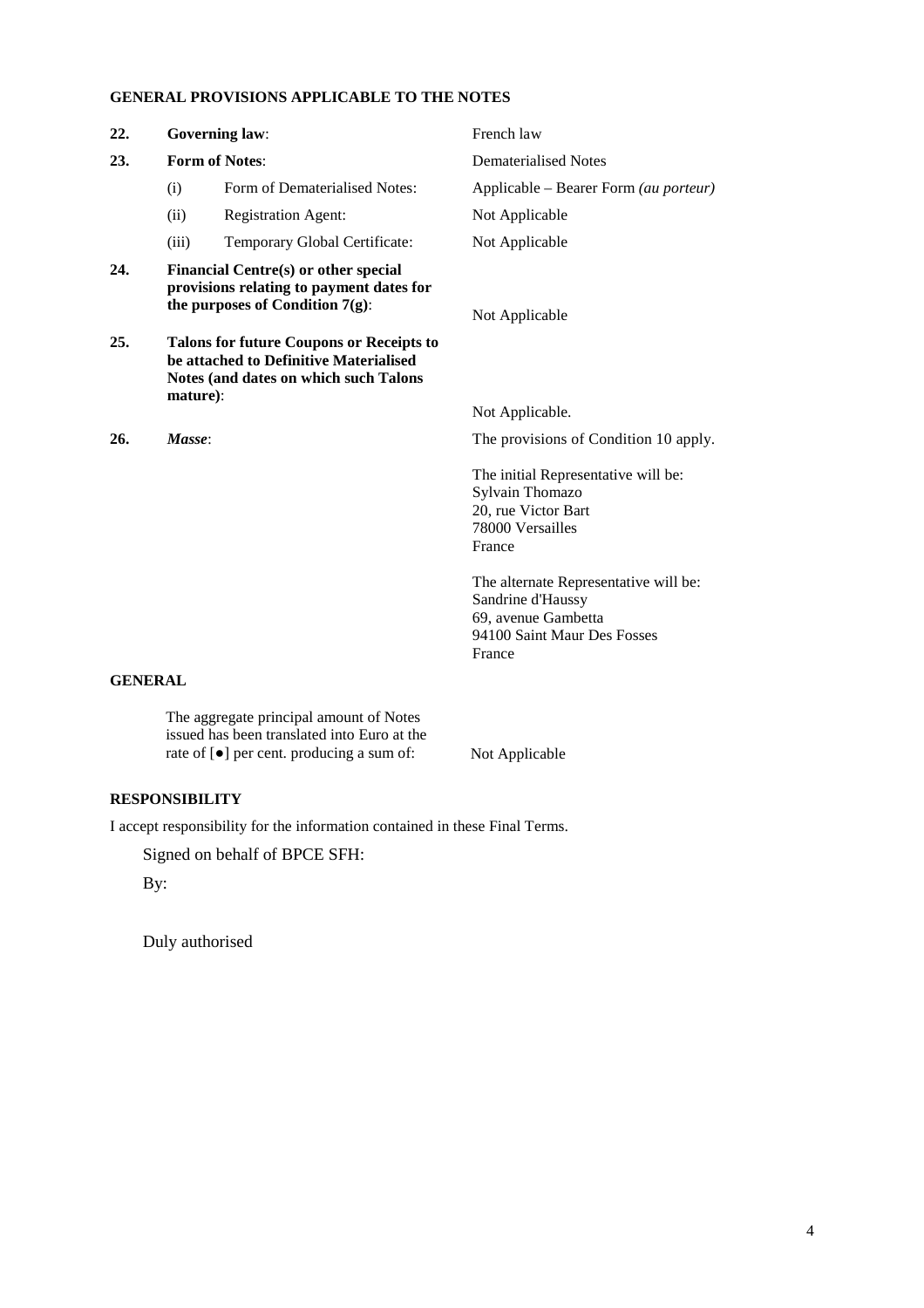**GENERAL PROVISIONS APPLICABLE TO THE NOTES**

| | | |
|---|---|---|
| **22.** | **Governing law**: | French law |
| **23.** | **Form of Notes**: | Dematerialised Notes |
| | (i) Form of Dematerialised Notes: | Applicable – Bearer Form *(au porteur)* |
| | (ii) Registration Agent: | Not Applicable |
| | (iii) Temporary Global Certificate: | Not Applicable |
| **24.** | **Financial Centre(s) or other special provisions relating to payment dates for the purposes of Condition 7(g)**: | Not Applicable |
| **25.** | **Talons for future Coupons or Receipts to be attached to Definitive Materialised Notes (and dates on which such Talons mature)**: | Not Applicable. |
| **26.** | ***Masse***: | The provisions of Condition 10 apply.<br><br>The initial Representative will be:<br>Sylvain Thomazo<br>20, rue Victor Bart<br>78000 Versailles<br>France<br><br>The alternate Representative will be:<br>Sandrine d'Haussy<br>69, avenue Gambetta<br>94100 Saint Maur Des Fosses<br>France |

**GENERAL**

| | |
|---|---|
| The aggregate principal amount of Notes issued has been translated into Euro at the rate of [●] per cent. producing a sum of: | Not Applicable |

**RESPONSIBILITY**

I accept responsibility for the information contained in these Final Terms.

Signed on behalf of BPCE SFH:

By:

Duly authorised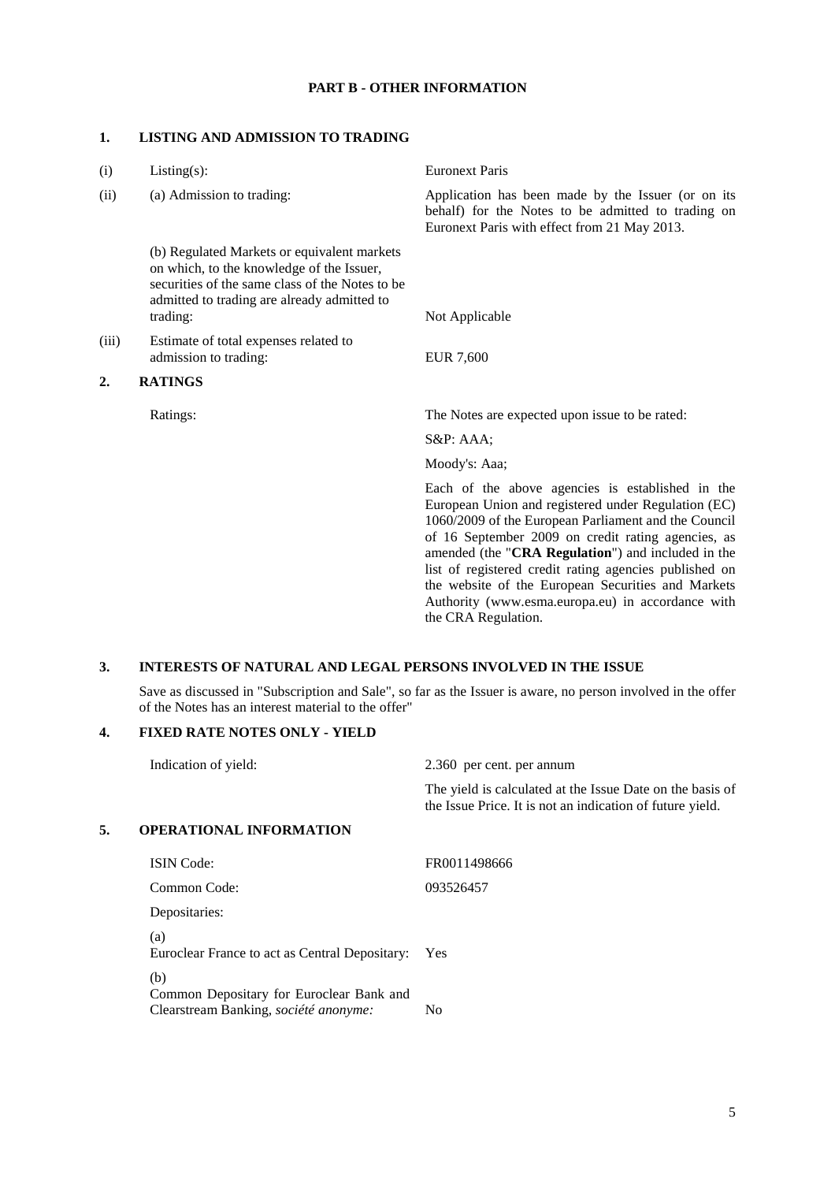## PART B - OTHER INFORMATION

### 1. LISTING AND ADMISSION TO TRADING

| | | |
|---|---|---|
| (i) | Listing(s): | Euronext Paris |
| (ii) | (a) Admission to trading: | Application has been made by the Issuer (or on its behalf) for the Notes to be admitted to trading on Euronext Paris with effect from 21 May 2013. |
| | (b) Regulated Markets or equivalent markets on which, to the knowledge of the Issuer, securities of the same class of the Notes to be admitted to trading are already admitted to trading: | Not Applicable |
| (iii) | Estimate of total expenses related to admission to trading: | EUR 7,600 |

### 2. RATINGS

Ratings: The Notes are expected upon issue to be rated:

S&P: AAA;

Moody's: Aaa;

Each of the above agencies is established in the European Union and registered under Regulation (EC) 1060/2009 of the European Parliament and the Council of 16 September 2009 on credit rating agencies, as amended (the "**CRA Regulation**") and included in the list of registered credit rating agencies published on the website of the European Securities and Markets Authority (www.esma.europa.eu) in accordance with the CRA Regulation.

### 3. INTERESTS OF NATURAL AND LEGAL PERSONS INVOLVED IN THE ISSUE

Save as discussed in "Subscription and Sale", so far as the Issuer is aware, no person involved in the offer of the Notes has an interest material to the offer"

### 4. FIXED RATE NOTES ONLY - YIELD

Indication of yield: 2.360 per cent. per annum

The yield is calculated at the Issue Date on the basis of the Issue Price. It is not an indication of future yield.

### 5. OPERATIONAL INFORMATION

| | |
|---|---|
| ISIN Code: | FR0011498666 |
| Common Code: | 093526457 |
| Depositaries: | |
| (a) Euroclear France to act as Central Depositary: | Yes |
| (b) Common Depositary for Euroclear Bank and Clearstream Banking, *société anonyme:* | No |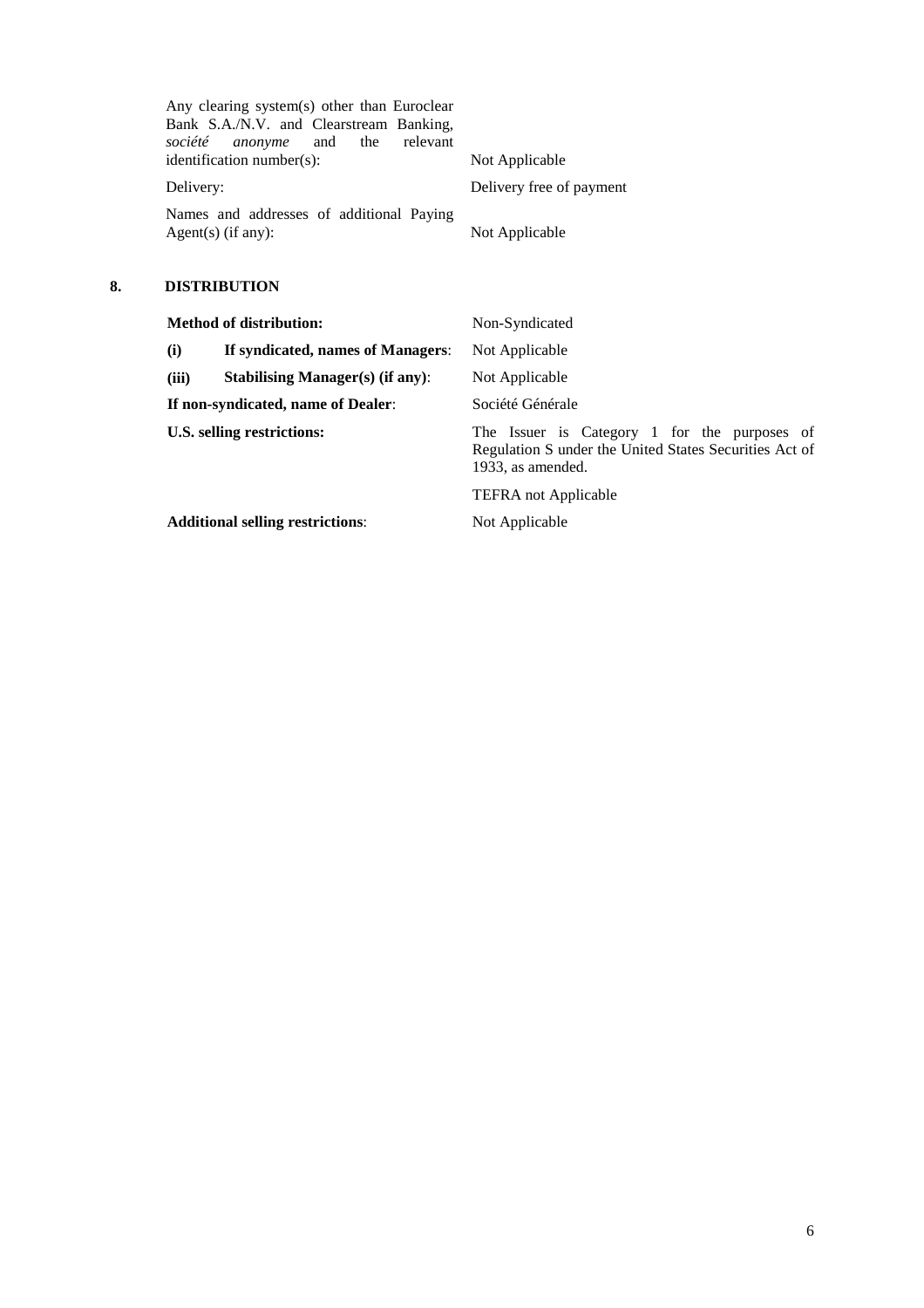| | |
|---|---|
| Any clearing system(s) other than Euroclear Bank S.A./N.V. and Clearstream Banking, *société anonyme* and the relevant identification number(s): | Not Applicable |
| Delivery: | Delivery free of payment |
| Names and addresses of additional Paying Agent(s) (if any): | Not Applicable |

## 8. DISTRIBUTION

| | |
|---|---|
| **Method of distribution:** | Non-Syndicated |
| **(i) If syndicated, names of Managers**: | Not Applicable |
| **(iii) Stabilising Manager(s) (if any)**: | Not Applicable |
| **If non-syndicated, name of Dealer**: | Société Générale |
| **U.S. selling restrictions:** | The Issuer is Category 1 for the purposes of Regulation S under the United States Securities Act of 1933, as amended. |
| | TEFRA not Applicable |
| **Additional selling restrictions**: | Not Applicable |